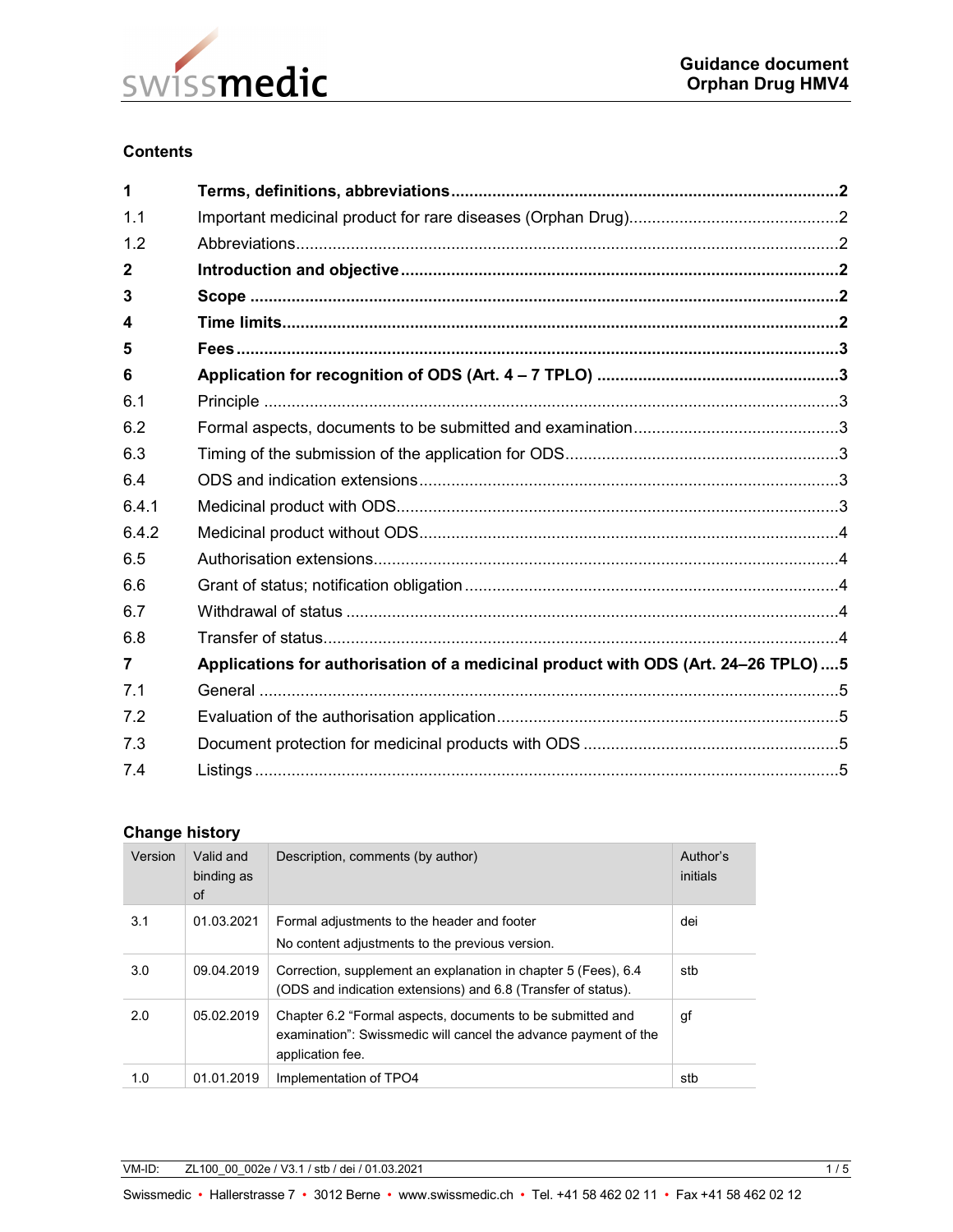# Guidance document Orphan Drug HMV4

## Contents

| | | |
|---|---|---|
| **1** | **Terms, definitions, abbreviations** | **2** |
| 1.1 | Important medicinal product for rare diseases (Orphan Drug) | 2 |
| 1.2 | Abbreviations | 2 |
| **2** | **Introduction and objective** | **2** |
| **3** | **Scope** | **2** |
| **4** | **Time limits** | **2** |
| **5** | **Fees** | **3** |
| **6** | **Application for recognition of ODS (Art. 4 – 7 TPLO)** | **3** |
| 6.1 | Principle | 3 |
| 6.2 | Formal aspects, documents to be submitted and examination | 3 |
| 6.3 | Timing of the submission of the application for ODS | 3 |
| 6.4 | ODS and indication extensions | 3 |
| 6.4.1 | Medicinal product with ODS | 3 |
| 6.4.2 | Medicinal product without ODS | 4 |
| 6.5 | Authorisation extensions | 4 |
| 6.6 | Grant of status; notification obligation | 4 |
| 6.7 | Withdrawal of status | 4 |
| 6.8 | Transfer of status | 4 |
| **7** | **Applications for authorisation of a medicinal product with ODS (Art. 24–26 TPLO)** | **5** |
| 7.1 | General | 5 |
| 7.2 | Evaluation of the authorisation application | 5 |
| 7.3 | Document protection for medicinal products with ODS | 5 |
| 7.4 | Listings | 5 |

## Change history

| Version | Valid and binding as of | Description, comments (by author) | Author's initials |
|---|---|---|---|
| 3.1 | 01.03.2021 | Formal adjustments to the header and footer<br>No content adjustments to the previous version. | dei |
| 3.0 | 09.04.2019 | Correction, supplement an explanation in chapter 5 (Fees), 6.4 (ODS and indication extensions) and 6.8 (Transfer of status). | stb |
| 2.0 | 05.02.2019 | Chapter 6.2 "Formal aspects, documents to be submitted and examination": Swissmedic will cancel the advance payment of the application fee. | gf |
| 1.0 | 01.01.2019 | Implementation of TPO4 | stb |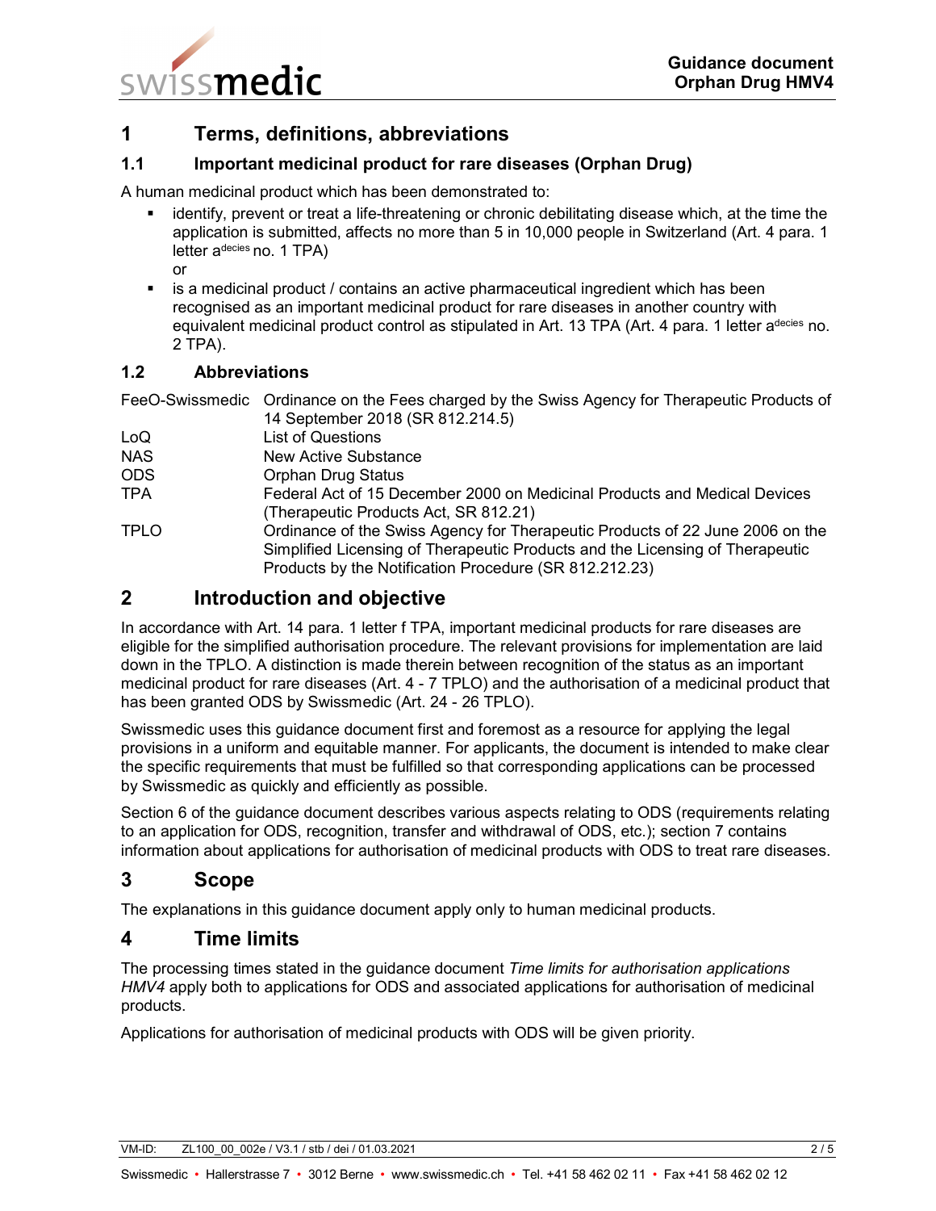# 1 Terms, definitions, abbreviations

## 1.1 Important medicinal product for rare diseases (Orphan Drug)

A human medicinal product which has been demonstrated to:

- identify, prevent or treat a life-threatening or chronic debilitating disease which, at the time the application is submitted, affects no more than 5 in 10,000 people in Switzerland (Art. 4 para. 1 letter a[decies] no. 1 TPA)
  
  or
- is a medicinal product / contains an active pharmaceutical ingredient which has been recognised as an important medicinal product for rare diseases in another country with equivalent medicinal product control as stipulated in Art. 13 TPA (Art. 4 para. 1 letter a[decies] no. 2 TPA).

## 1.2 Abbreviations

| | |
|---|---|
| FeeO-Swissmedic | Ordinance on the Fees charged by the Swiss Agency for Therapeutic Products of 14 September 2018 (SR 812.214.5) |
| LoQ | List of Questions |
| NAS | New Active Substance |
| ODS | Orphan Drug Status |
| TPA | Federal Act of 15 December 2000 on Medicinal Products and Medical Devices (Therapeutic Products Act, SR 812.21) |
| TPLO | Ordinance of the Swiss Agency for Therapeutic Products of 22 June 2006 on the Simplified Licensing of Therapeutic Products and the Licensing of Therapeutic Products by the Notification Procedure (SR 812.212.23) |

# 2 Introduction and objective

In accordance with Art. 14 para. 1 letter f TPA, important medicinal products for rare diseases are eligible for the simplified authorisation procedure. The relevant provisions for implementation are laid down in the TPLO. A distinction is made therein between recognition of the status as an important medicinal product for rare diseases (Art. 4 - 7 TPLO) and the authorisation of a medicinal product that has been granted ODS by Swissmedic (Art. 24 - 26 TPLO).

Swissmedic uses this guidance document first and foremost as a resource for applying the legal provisions in a uniform and equitable manner. For applicants, the document is intended to make clear the specific requirements that must be fulfilled so that corresponding applications can be processed by Swissmedic as quickly and efficiently as possible.

Section 6 of the guidance document describes various aspects relating to ODS (requirements relating to an application for ODS, recognition, transfer and withdrawal of ODS, etc.); section 7 contains information about applications for authorisation of medicinal products with ODS to treat rare diseases.

# 3 Scope

The explanations in this guidance document apply only to human medicinal products.

# 4 Time limits

The processing times stated in the guidance document *Time limits for authorisation applications HMV4* apply both to applications for ODS and associated applications for authorisation of medicinal products.

Applications for authorisation of medicinal products with ODS will be given priority.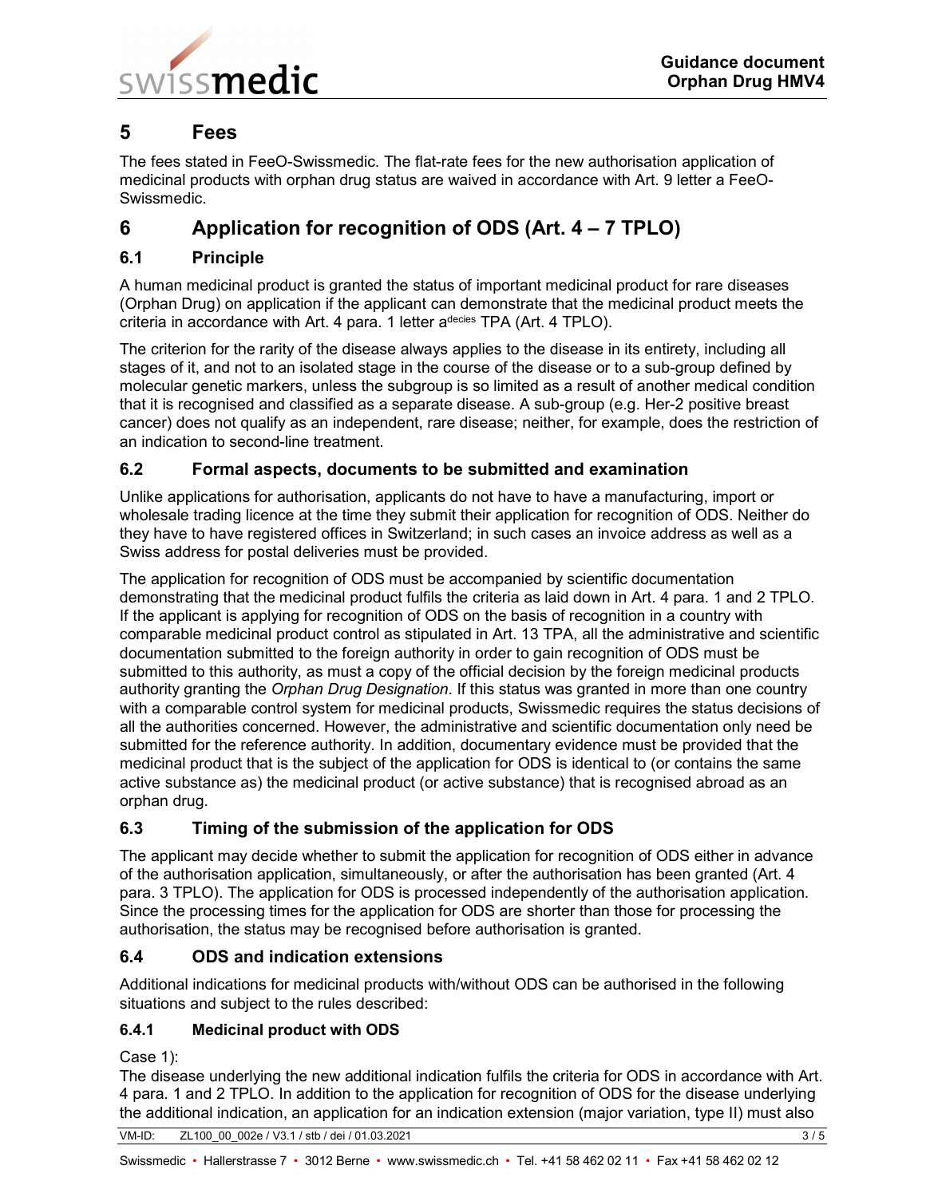# 5 Fees

The fees stated in FeeO-Swissmedic. The flat-rate fees for the new authorisation application of medicinal products with orphan drug status are waived in accordance with Art. 9 letter a FeeO-Swissmedic.

# 6 Application for recognition of ODS (Art. 4 – 7 TPLO)

## 6.1 Principle

A human medicinal product is granted the status of important medicinal product for rare diseases (Orphan Drug) on application if the applicant can demonstrate that the medicinal product meets the criteria in accordance with Art. 4 para. 1 letter a[decies] TPA (Art. 4 TPLO).

The criterion for the rarity of the disease always applies to the disease in its entirety, including all stages of it, and not to an isolated stage in the course of the disease or to a sub-group defined by molecular genetic markers, unless the subgroup is so limited as a result of another medical condition that it is recognised and classified as a separate disease. A sub-group (e.g. Her-2 positive breast cancer) does not qualify as an independent, rare disease; neither, for example, does the restriction of an indication to second-line treatment.

## 6.2 Formal aspects, documents to be submitted and examination

Unlike applications for authorisation, applicants do not have to have a manufacturing, import or wholesale trading licence at the time they submit their application for recognition of ODS. Neither do they have to have registered offices in Switzerland; in such cases an invoice address as well as a Swiss address for postal deliveries must be provided.

The application for recognition of ODS must be accompanied by scientific documentation demonstrating that the medicinal product fulfils the criteria as laid down in Art. 4 para. 1 and 2 TPLO. If the applicant is applying for recognition of ODS on the basis of recognition in a country with comparable medicinal product control as stipulated in Art. 13 TPA, all the administrative and scientific documentation submitted to the foreign authority in order to gain recognition of ODS must be submitted to this authority, as must a copy of the official decision by the foreign medicinal products authority granting the *Orphan Drug Designation*. If this status was granted in more than one country with a comparable control system for medicinal products, Swissmedic requires the status decisions of all the authorities concerned. However, the administrative and scientific documentation only need be submitted for the reference authority. In addition, documentary evidence must be provided that the medicinal product that is the subject of the application for ODS is identical to (or contains the same active substance as) the medicinal product (or active substance) that is recognised abroad as an orphan drug.

## 6.3 Timing of the submission of the application for ODS

The applicant may decide whether to submit the application for recognition of ODS either in advance of the authorisation application, simultaneously, or after the authorisation has been granted (Art. 4 para. 3 TPLO). The application for ODS is processed independently of the authorisation application. Since the processing times for the application for ODS are shorter than those for processing the authorisation, the status may be recognised before authorisation is granted.

## 6.4 ODS and indication extensions

Additional indications for medicinal products with/without ODS can be authorised in the following situations and subject to the rules described:

### 6.4.1 Medicinal product with ODS

Case 1):
The disease underlying the new additional indication fulfils the criteria for ODS in accordance with Art. 4 para. 1 and 2 TPLO. In addition to the application for recognition of ODS for the disease underlying the additional indication, an application for an indication extension (major variation, type II) must also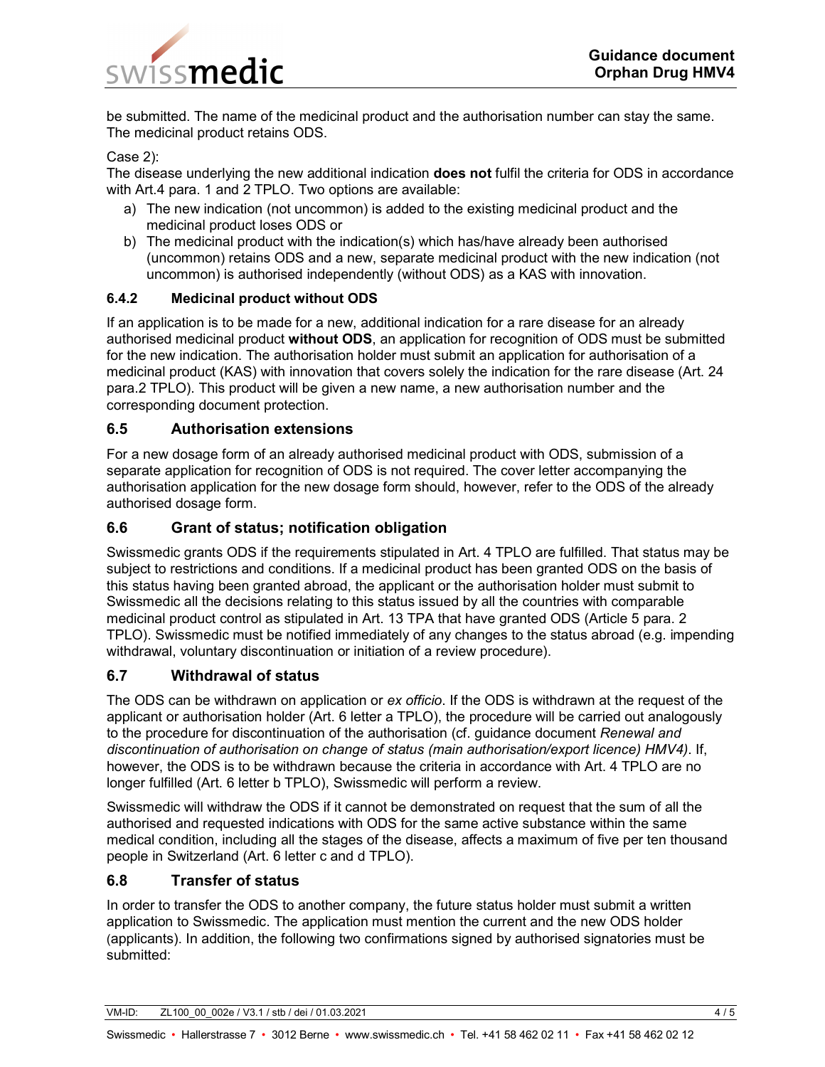be submitted. The name of the medicinal product and the authorisation number can stay the same. The medicinal product retains ODS.

Case 2):
The disease underlying the new additional indication **does not** fulfil the criteria for ODS in accordance with Art.4 para. 1 and 2 TPLO. Two options are available:

a) The new indication (not uncommon) is added to the existing medicinal product and the medicinal product loses ODS or
b) The medicinal product with the indication(s) which has/have already been authorised (uncommon) retains ODS and a new, separate medicinal product with the new indication (not uncommon) is authorised independently (without ODS) as a KAS with innovation.

### 6.4.2 Medicinal product without ODS

If an application is to be made for a new, additional indication for a rare disease for an already authorised medicinal product **without ODS**, an application for recognition of ODS must be submitted for the new indication. The authorisation holder must submit an application for authorisation of a medicinal product (KAS) with innovation that covers solely the indication for the rare disease (Art. 24 para.2 TPLO). This product will be given a new name, a new authorisation number and the corresponding document protection.

## 6.5 Authorisation extensions

For a new dosage form of an already authorised medicinal product with ODS, submission of a separate application for recognition of ODS is not required. The cover letter accompanying the authorisation application for the new dosage form should, however, refer to the ODS of the already authorised dosage form.

## 6.6 Grant of status; notification obligation

Swissmedic grants ODS if the requirements stipulated in Art. 4 TPLO are fulfilled. That status may be subject to restrictions and conditions. If a medicinal product has been granted ODS on the basis of this status having been granted abroad, the applicant or the authorisation holder must submit to Swissmedic all the decisions relating to this status issued by all the countries with comparable medicinal product control as stipulated in Art. 13 TPA that have granted ODS (Article 5 para. 2 TPLO). Swissmedic must be notified immediately of any changes to the status abroad (e.g. impending withdrawal, voluntary discontinuation or initiation of a review procedure).

## 6.7 Withdrawal of status

The ODS can be withdrawn on application or *ex officio*. If the ODS is withdrawn at the request of the applicant or authorisation holder (Art. 6 letter a TPLO), the procedure will be carried out analogously to the procedure for discontinuation of the authorisation (cf. guidance document *Renewal and discontinuation of authorisation on change of status (main authorisation/export licence) HMV4)*. If, however, the ODS is to be withdrawn because the criteria in accordance with Art. 4 TPLO are no longer fulfilled (Art. 6 letter b TPLO), Swissmedic will perform a review.

Swissmedic will withdraw the ODS if it cannot be demonstrated on request that the sum of all the authorised and requested indications with ODS for the same active substance within the same medical condition, including all the stages of the disease, affects a maximum of five per ten thousand people in Switzerland (Art. 6 letter c and d TPLO).

## 6.8 Transfer of status

In order to transfer the ODS to another company, the future status holder must submit a written application to Swissmedic. The application must mention the current and the new ODS holder (applicants). In addition, the following two confirmations signed by authorised signatories must be submitted: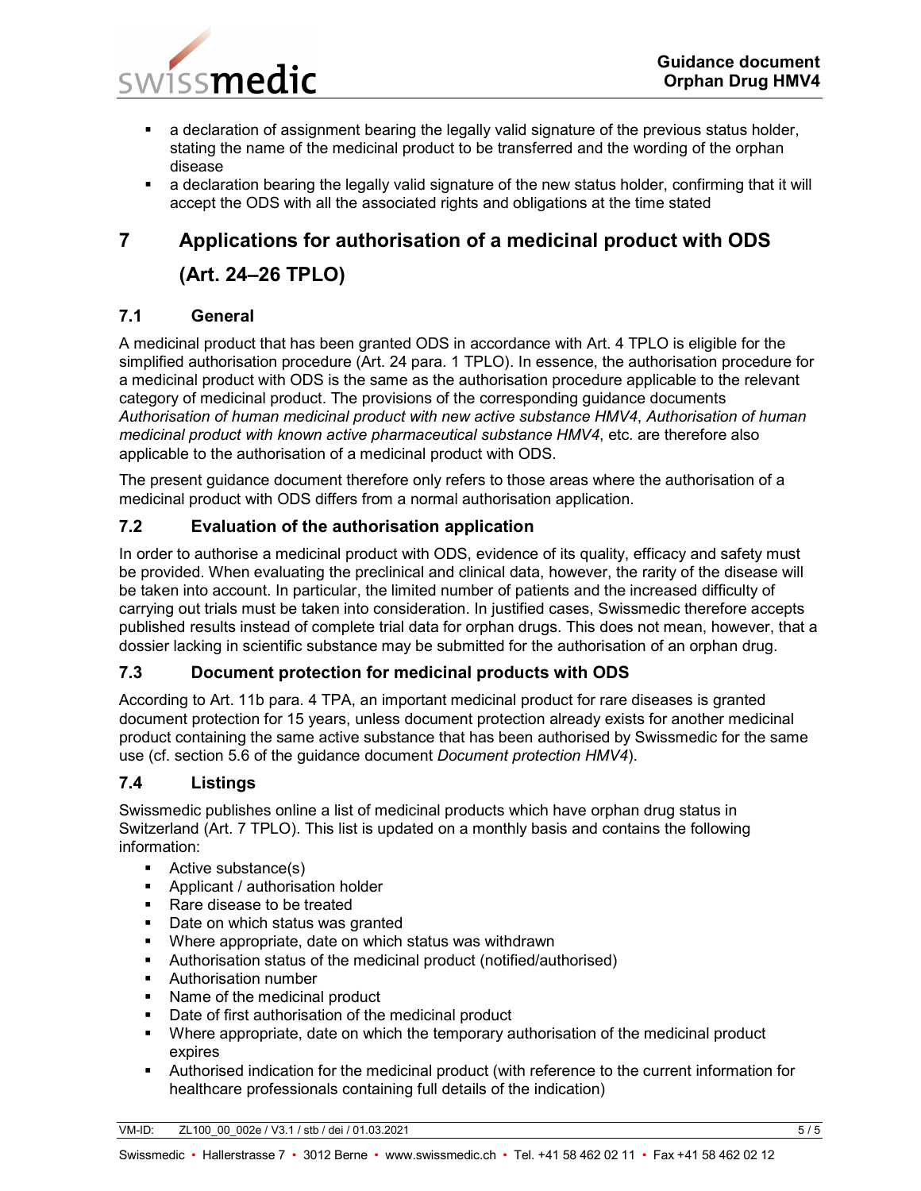- a declaration of assignment bearing the legally valid signature of the previous status holder, stating the name of the medicinal product to be transferred and the wording of the orphan disease
- a declaration bearing the legally valid signature of the new status holder, confirming that it will accept the ODS with all the associated rights and obligations at the time stated

# 7 Applications for authorisation of a medicinal product with ODS (Art. 24–26 TPLO)

## 7.1 General

A medicinal product that has been granted ODS in accordance with Art. 4 TPLO is eligible for the simplified authorisation procedure (Art. 24 para. 1 TPLO). In essence, the authorisation procedure for a medicinal product with ODS is the same as the authorisation procedure applicable to the relevant category of medicinal product. The provisions of the corresponding guidance documents *Authorisation of human medicinal product with new active substance HMV4*, *Authorisation of human medicinal product with known active pharmaceutical substance HMV4*, etc. are therefore also applicable to the authorisation of a medicinal product with ODS.

The present guidance document therefore only refers to those areas where the authorisation of a medicinal product with ODS differs from a normal authorisation application.

## 7.2 Evaluation of the authorisation application

In order to authorise a medicinal product with ODS, evidence of its quality, efficacy and safety must be provided. When evaluating the preclinical and clinical data, however, the rarity of the disease will be taken into account. In particular, the limited number of patients and the increased difficulty of carrying out trials must be taken into consideration. In justified cases, Swissmedic therefore accepts published results instead of complete trial data for orphan drugs. This does not mean, however, that a dossier lacking in scientific substance may be submitted for the authorisation of an orphan drug.

## 7.3 Document protection for medicinal products with ODS

According to Art. 11b para. 4 TPA, an important medicinal product for rare diseases is granted document protection for 15 years, unless document protection already exists for another medicinal product containing the same active substance that has been authorised by Swissmedic for the same use (cf. section 5.6 of the guidance document *Document protection HMV4*).

## 7.4 Listings

Swissmedic publishes online a list of medicinal products which have orphan drug status in Switzerland (Art. 7 TPLO). This list is updated on a monthly basis and contains the following information:

- Active substance(s)
- Applicant / authorisation holder
- Rare disease to be treated
- Date on which status was granted
- Where appropriate, date on which status was withdrawn
- Authorisation status of the medicinal product (notified/authorised)
- Authorisation number
- Name of the medicinal product
- Date of first authorisation of the medicinal product
- Where appropriate, date on which the temporary authorisation of the medicinal product expires
- Authorised indication for the medicinal product (with reference to the current information for healthcare professionals containing full details of the indication)